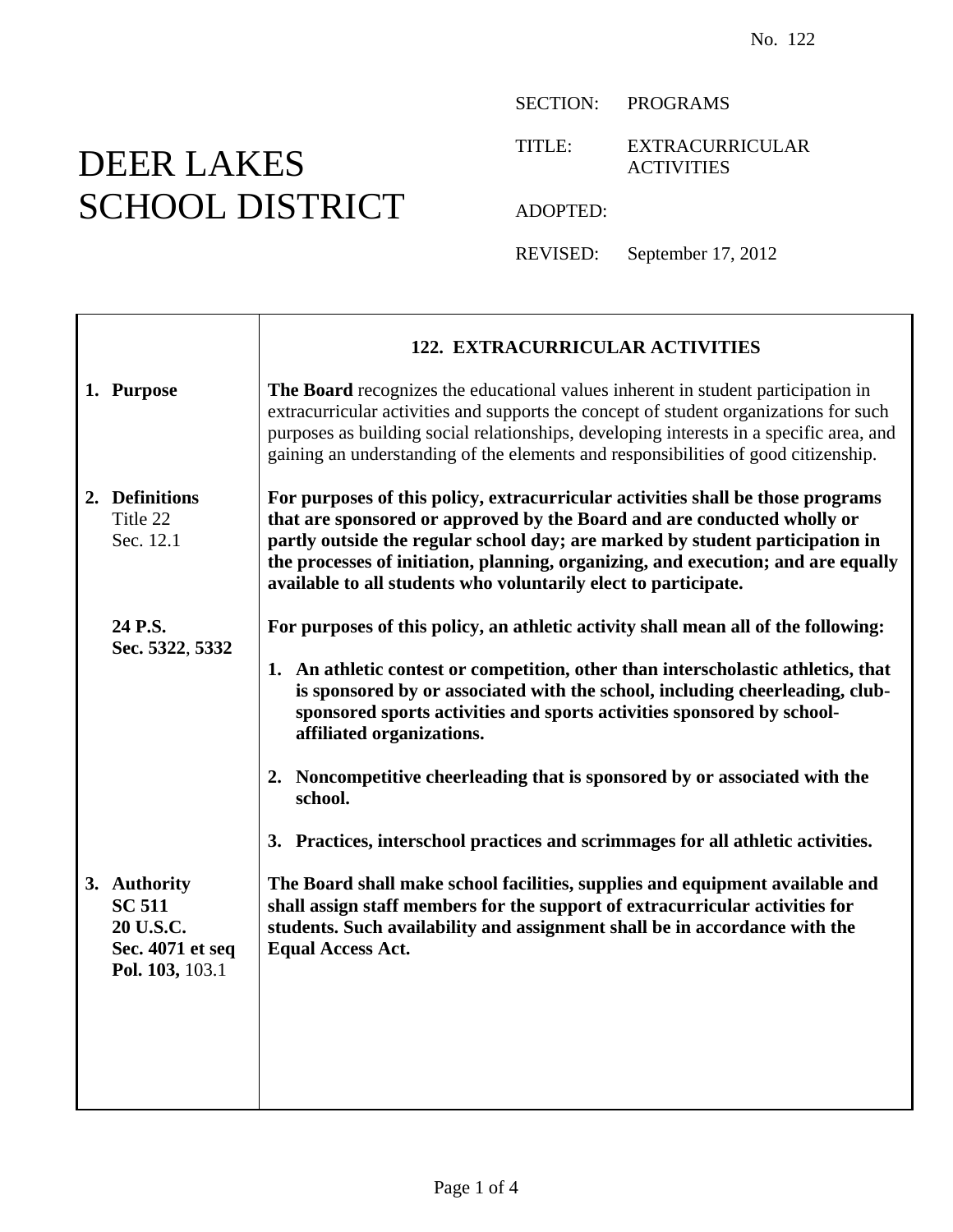No. 122

# DEER LAKES SCHOOL DISTRICT

SECTION: PROGRAMS

TITLE: EXTRACURRICULAR ACTIVITIES

ADOPTED:

REVISED: September 17, 2012

## 122. EXTRACURRICULAR ACTIVITIES

**1. Purpose**

**The Board** recognizes the educational values inherent in student participation in extracurricular activities and supports the concept of student organizations for such purposes as building social relationships, developing interests in a specific area, and gaining an understanding of the elements and responsibilities of good citizenship.

**2. Definitions**
Title 22
Sec. 12.1

**For purposes of this policy, extracurricular activities shall be those programs that are sponsored or approved by the Board and are conducted wholly or partly outside the regular school day; are marked by student participation in the processes of initiation, planning, organizing, and execution; and are equally available to all students who voluntarily elect to participate.**

**24 P.S. Sec. 5322**, **5332**

**For purposes of this policy, an athletic activity shall mean all of the following:**

1. **An athletic contest or competition, other than interscholastic athletics, that is sponsored by or associated with the school, including cheerleading, club-sponsored sports activities and sports activities sponsored by school-affiliated organizations.**

2. **Noncompetitive cheerleading that is sponsored by or associated with the school.**

3. **Practices, interschool practices and scrimmages for all athletic activities.**

**3. Authority**
**SC 511**
**20 U.S.C. Sec. 4071 et seq**
**Pol. 103,** 103.1

**The Board shall make school facilities, supplies and equipment available and shall assign staff members for the support of extracurricular activities for students. Such availability and assignment shall be in accordance with the Equal Access Act.**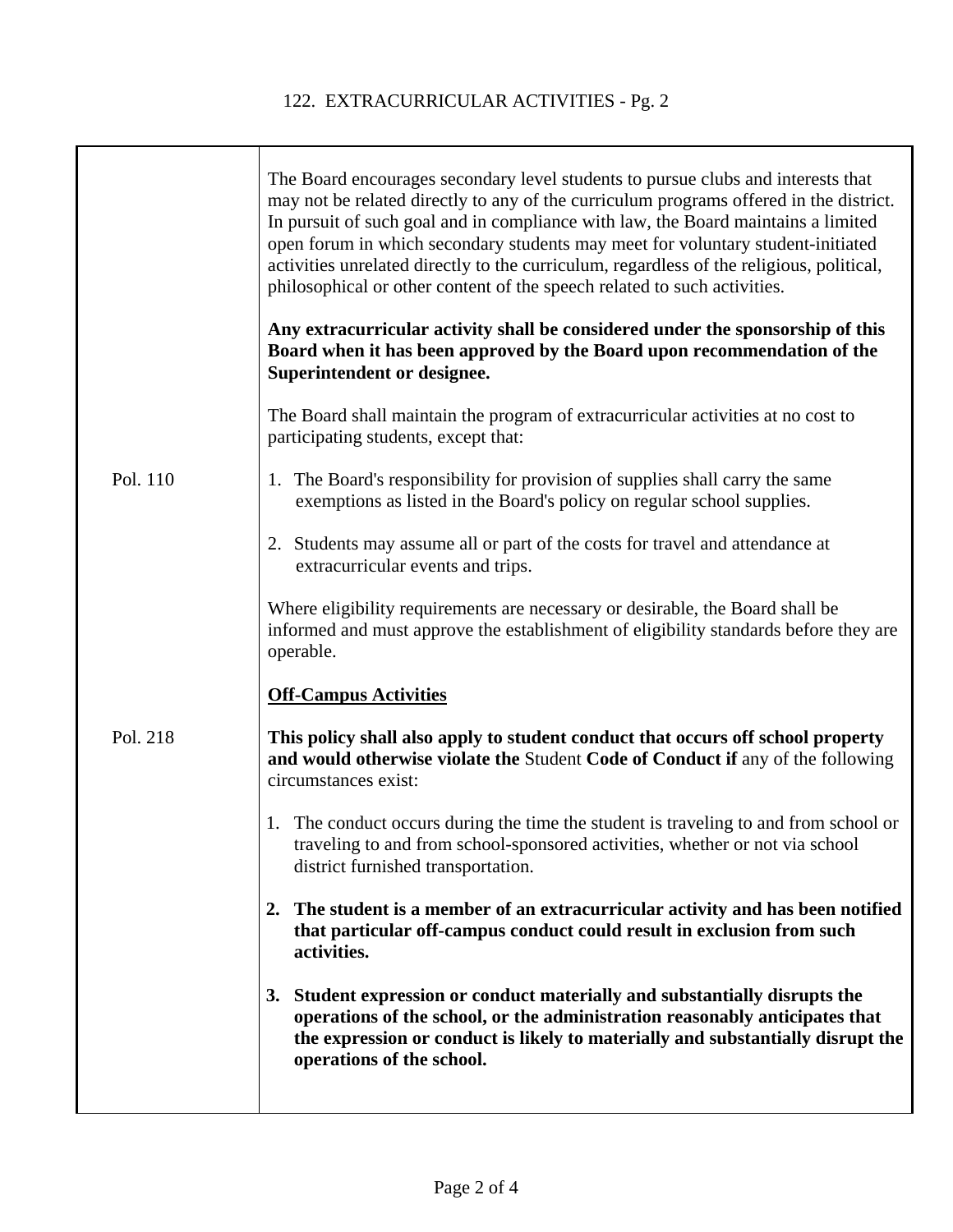The Board encourages secondary level students to pursue clubs and interests that may not be related directly to any of the curriculum programs offered in the district. In pursuit of such goal and in compliance with law, the Board maintains a limited open forum in which secondary students may meet for voluntary student-initiated activities unrelated directly to the curriculum, regardless of the religious, political, philosophical or other content of the speech related to such activities.

**Any extracurricular activity shall be considered under the sponsorship of this Board when it has been approved by the Board upon recommendation of the Superintendent or designee.**

The Board shall maintain the program of extracurricular activities at no cost to participating students, except that:

Pol. 110

1. The Board's responsibility for provision of supplies shall carry the same exemptions as listed in the Board's policy on regular school supplies.
2. Students may assume all or part of the costs for travel and attendance at extracurricular events and trips.

Where eligibility requirements are necessary or desirable, the Board shall be informed and must approve the establishment of eligibility standards before they are operable.

**Off-Campus Activities**

Pol. 218

**This policy shall also apply to student conduct that occurs off school property and would otherwise violate the** Student **Code of Conduct if** any of the following circumstances exist:

1. The conduct occurs during the time the student is traveling to and from school or traveling to and from school-sponsored activities, whether or not via school district furnished transportation.
2. **The student is a member of an extracurricular activity and has been notified that particular off-campus conduct could result in exclusion from such activities.**
3. **Student expression or conduct materially and substantially disrupts the operations of the school, or the administration reasonably anticipates that the expression or conduct is likely to materially and substantially disrupt the operations of the school.**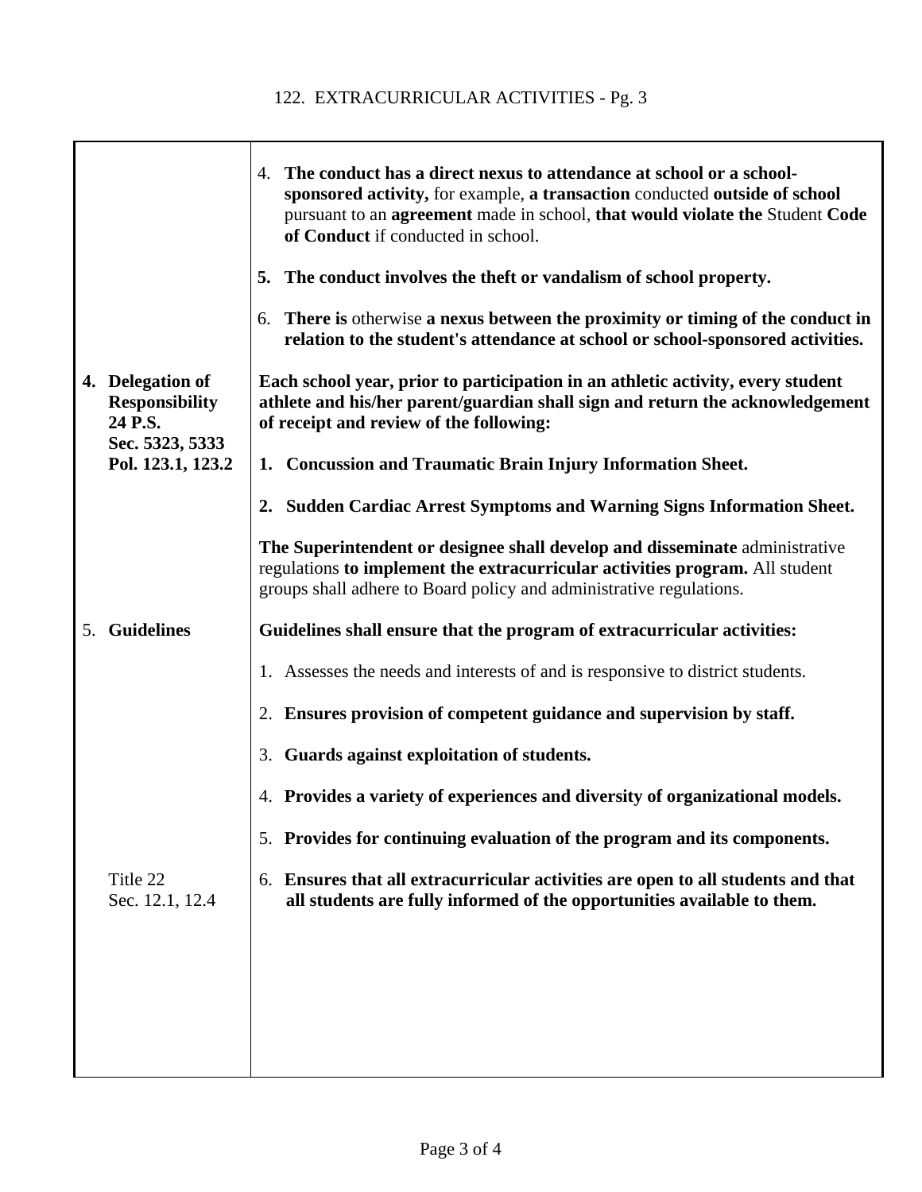4. **The conduct has a direct nexus to attendance at school or a school-sponsored activity,** for example, **a transaction** conducted **outside of school** pursuant to an **agreement** made in school, **that would violate the** Student **Code of Conduct** if conducted in school.

5. **The conduct involves the theft or vandalism of school property.**

6. **There is** otherwise **a nexus between the proximity or timing of the conduct in relation to the student's attendance at school or school-sponsored activities.**

**4. Delegation of Responsibility**

**24 P.S. Sec. 5323, 5333**
**Pol. 123.1, 123.2**

**Each school year, prior to participation in an athletic activity, every student athlete and his/her parent/guardian shall sign and return the acknowledgement of receipt and review of the following:**

1. **Concussion and Traumatic Brain Injury Information Sheet.**

2. **Sudden Cardiac Arrest Symptoms and Warning Signs Information Sheet.**

**The Superintendent or designee shall develop and disseminate** administrative regulations **to implement the extracurricular activities program.** All student groups shall adhere to Board policy and administrative regulations.

**5. Guidelines**

**Guidelines shall ensure that the program of extracurricular activities:**

1. Assesses the needs and interests of and is responsive to district students.

2. **Ensures provision of competent guidance and supervision by staff.**

3. **Guards against exploitation of students.**

4. **Provides a variety of experiences and diversity of organizational models.**

5. **Provides for continuing evaluation of the program and its components.**

Title 22
Sec. 12.1, 12.4

6. **Ensures that all extracurricular activities are open to all students and that all students are fully informed of the opportunities available to them.**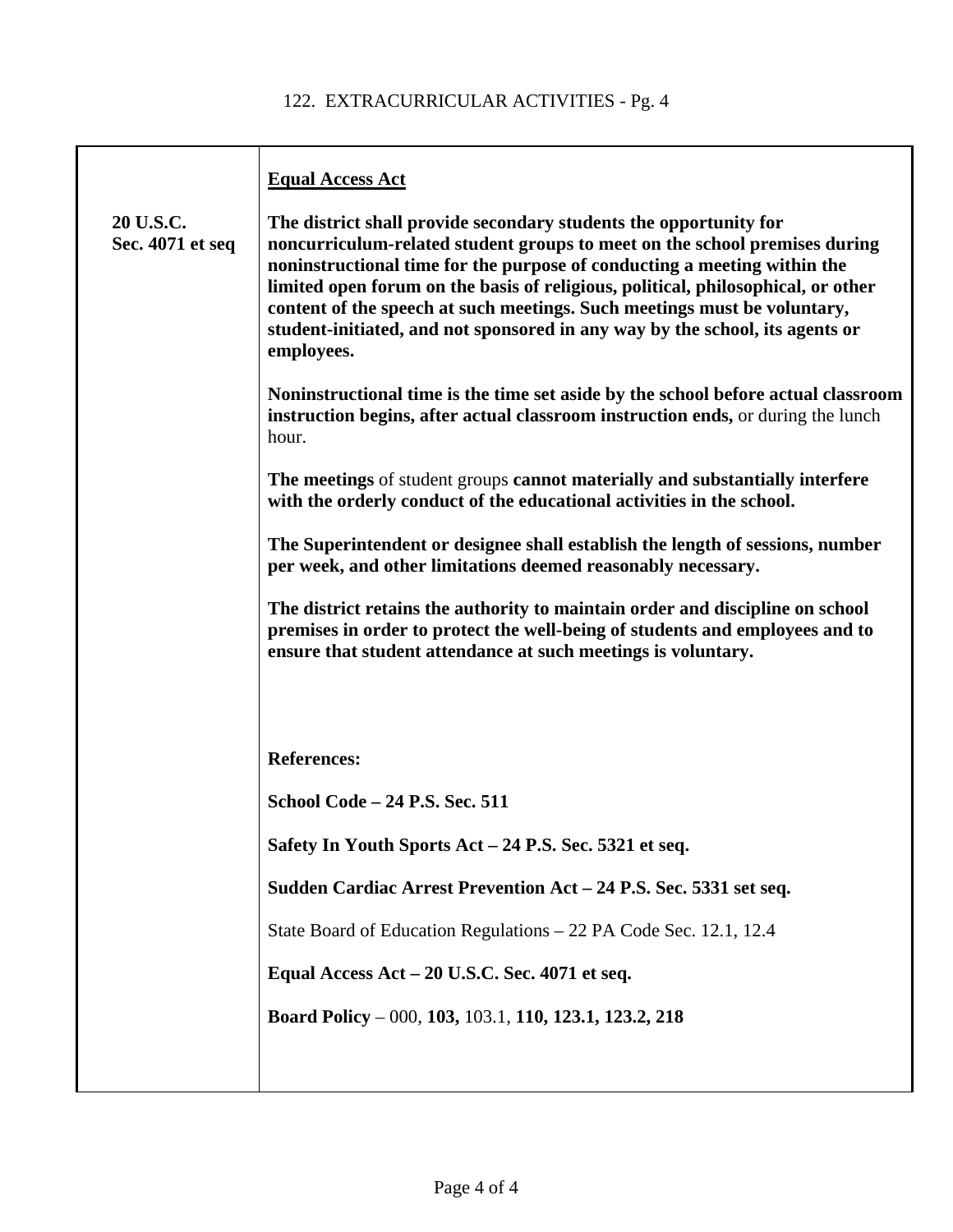**Equal Access Act**

**20 U.S.C. Sec. 4071 et seq**

**The district shall provide secondary students the opportunity for noncurriculum-related student groups to meet on the school premises during noninstructional time for the purpose of conducting a meeting within the limited open forum on the basis of religious, political, philosophical, or other content of the speech at such meetings. Such meetings must be voluntary, student-initiated, and not sponsored in any way by the school, its agents or employees.**

**Noninstructional time is the time set aside by the school before actual classroom instruction begins, after actual classroom instruction ends,** or during the lunch hour.

**The meetings** of student groups **cannot materially and substantially interfere with the orderly conduct of the educational activities in the school.**

**The Superintendent or designee shall establish the length of sessions, number per week, and other limitations deemed reasonably necessary.**

**The district retains the authority to maintain order and discipline on school premises in order to protect the well-being of students and employees and to ensure that student attendance at such meetings is voluntary.**

**References:**

**School Code – 24 P.S. Sec. 511**

**Safety In Youth Sports Act – 24 P.S. Sec. 5321 et seq.**

**Sudden Cardiac Arrest Prevention Act – 24 P.S. Sec. 5331 set seq.**

State Board of Education Regulations – 22 PA Code Sec. 12.1, 12.4

**Equal Access Act – 20 U.S.C. Sec. 4071 et seq.**

**Board Policy** – 000, **103,** 103.1, **110, 123.1, 123.2, 218**